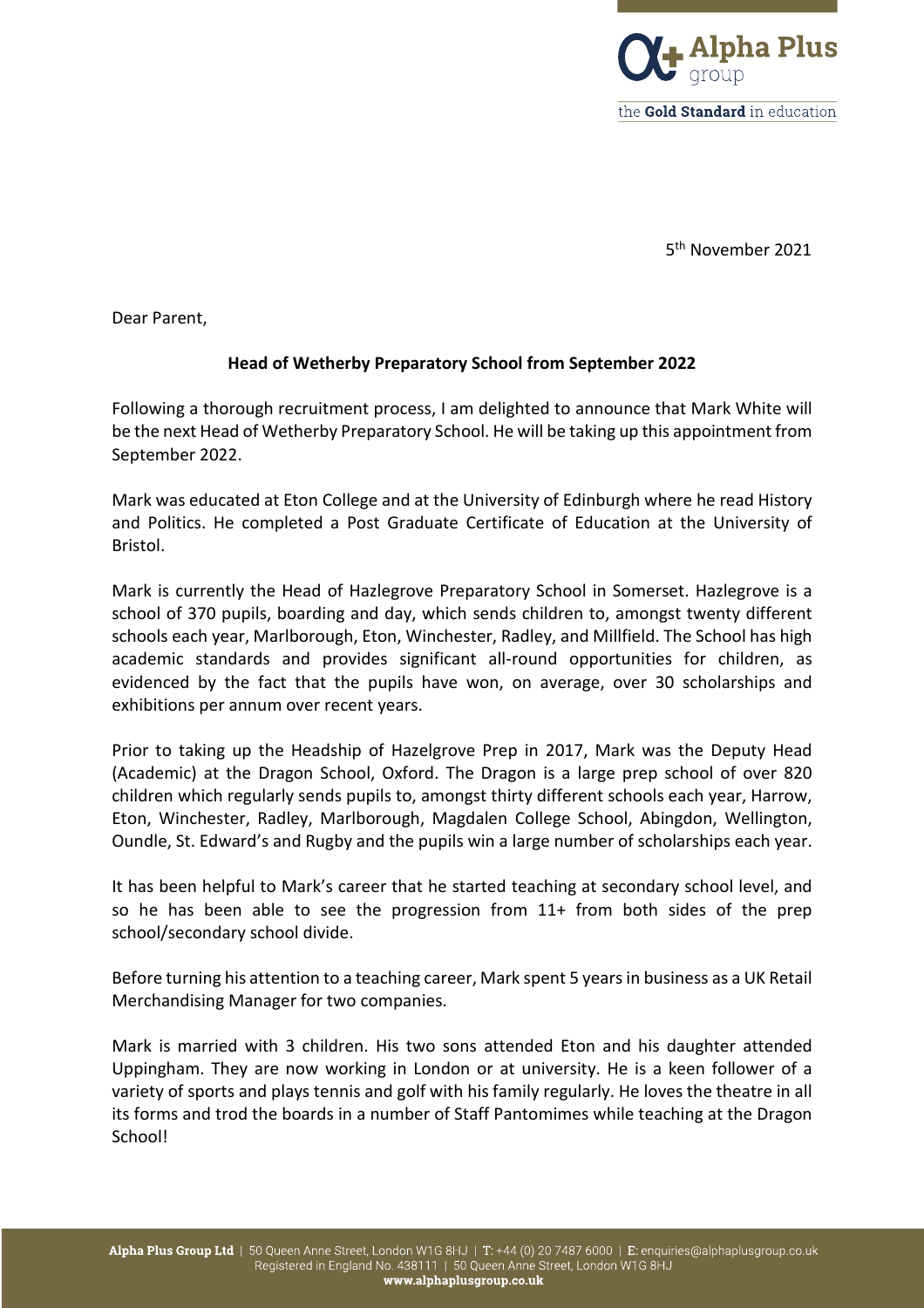5th November 2021

Dear Parent,

**Head of Wetherby Preparatory School from September 2022**

Following a thorough recruitment process, I am delighted to announce that Mark White will be the next Head of Wetherby Preparatory School. He will be taking up this appointment from September 2022.

Mark was educated at Eton College and at the University of Edinburgh where he read History and Politics. He completed a Post Graduate Certificate of Education at the University of Bristol.

Mark is currently the Head of Hazlegrove Preparatory School in Somerset. Hazlegrove is a school of 370 pupils, boarding and day, which sends children to, amongst twenty different schools each year, Marlborough, Eton, Winchester, Radley, and Millfield. The School has high academic standards and provides significant all-round opportunities for children, as evidenced by the fact that the pupils have won, on average, over 30 scholarships and exhibitions per annum over recent years.

Prior to taking up the Headship of Hazelgrove Prep in 2017, Mark was the Deputy Head (Academic) at the Dragon School, Oxford. The Dragon is a large prep school of over 820 children which regularly sends pupils to, amongst thirty different schools each year, Harrow, Eton, Winchester, Radley, Marlborough, Magdalen College School, Abingdon, Wellington, Oundle, St. Edward's and Rugby and the pupils win a large number of scholarships each year.

It has been helpful to Mark's career that he started teaching at secondary school level, and so he has been able to see the progression from 11+ from both sides of the prep school/secondary school divide.

Before turning his attention to a teaching career, Mark spent 5 years in business as a UK Retail Merchandising Manager for two companies.

Mark is married with 3 children. His two sons attended Eton and his daughter attended Uppingham. They are now working in London or at university. He is a keen follower of a variety of sports and plays tennis and golf with his family regularly. He loves the theatre in all its forms and trod the boards in a number of Staff Pantomimes while teaching at the Dragon School!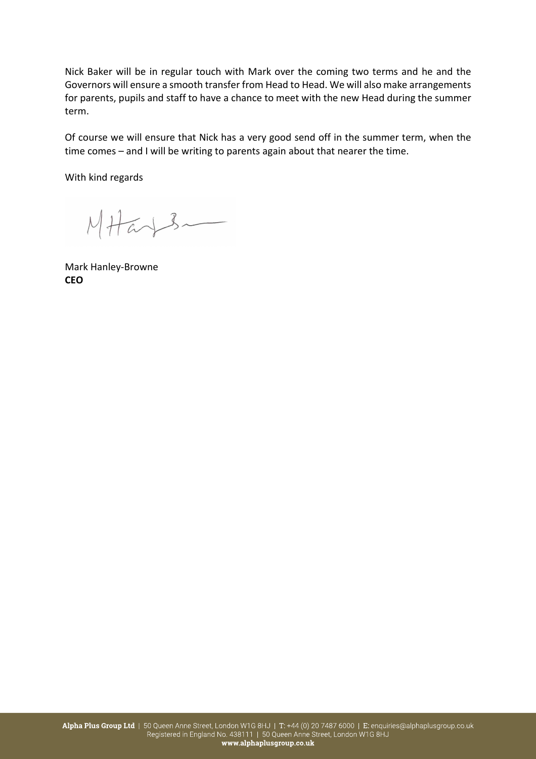Nick Baker will be in regular touch with Mark over the coming two terms and he and the Governors will ensure a smooth transfer from Head to Head. We will also make arrangements for parents, pupils and staff to have a chance to meet with the new Head during the summer term.

Of course we will ensure that Nick has a very good send off in the summer term, when the time comes – and I will be writing to parents again about that nearer the time.

With kind regards

Mark Hanley-Browne
**CEO**

**Alpha Plus Group Ltd** | 50 Queen Anne Street, London W1G 8HJ | T: +44 (0) 20 7487 6000 | E: enquiries@alphaplusgroup.co.uk
Registered in England No. 438111 | 50 Queen Anne Street, London W1G 8HJ
**www.alphaplusgroup.co.uk**